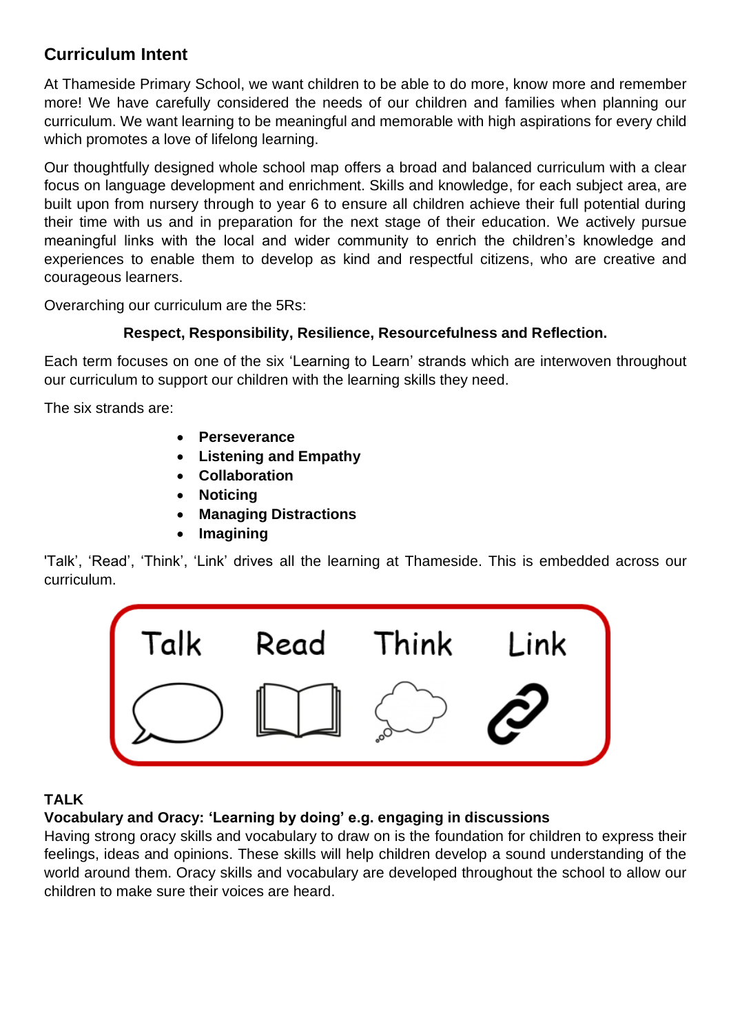## Curriculum Intent

At Thameside Primary School, we want children to be able to do more, know more and remember more! We have carefully considered the needs of our children and families when planning our curriculum. We want learning to be meaningful and memorable with high aspirations for every child which promotes a love of lifelong learning.

Our thoughtfully designed whole school map offers a broad and balanced curriculum with a clear focus on language development and enrichment. Skills and knowledge, for each subject area, are built upon from nursery through to year 6 to ensure all children achieve their full potential during their time with us and in preparation for the next stage of their education. We actively pursue meaningful links with the local and wider community to enrich the children's knowledge and experiences to enable them to develop as kind and respectful citizens, who are creative and courageous learners.

Overarching our curriculum are the 5Rs:

**Respect, Responsibility, Resilience, Resourcefulness and Reflection.**

Each term focuses on one of the six 'Learning to Learn' strands which are interwoven throughout our curriculum to support our children with the learning skills they need.

The six strands are:

- **Perseverance**
- **Listening and Empathy**
- **Collaboration**
- **Noticing**
- **Managing Distractions**
- **Imagining**

'Talk', 'Read', 'Think', 'Link' drives all the learning at Thameside. This is embedded across our curriculum.

Talk Read Think Link

**TALK**

**Vocabulary and Oracy: 'Learning by doing' e.g. engaging in discussions**

Having strong oracy skills and vocabulary to draw on is the foundation for children to express their feelings, ideas and opinions. These skills will help children develop a sound understanding of the world around them. Oracy skills and vocabulary are developed throughout the school to allow our children to make sure their voices are heard.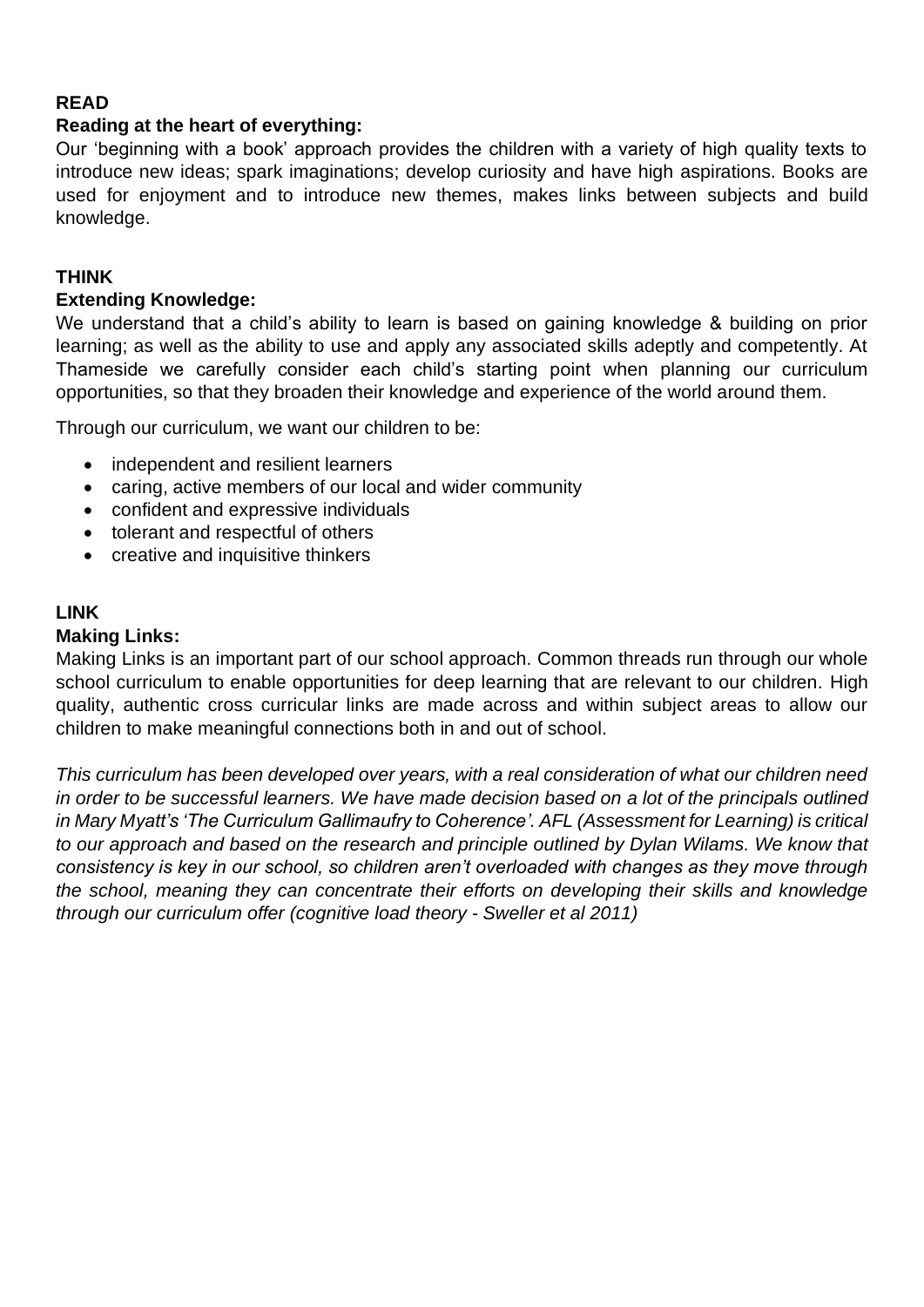**READ**

**Reading at the heart of everything:**

Our 'beginning with a book' approach provides the children with a variety of high quality texts to introduce new ideas; spark imaginations; develop curiosity and have high aspirations. Books are used for enjoyment and to introduce new themes, makes links between subjects and build knowledge.

**THINK**

**Extending Knowledge:**

We understand that a child's ability to learn is based on gaining knowledge & building on prior learning; as well as the ability to use and apply any associated skills adeptly and competently. At Thameside we carefully consider each child's starting point when planning our curriculum opportunities, so that they broaden their knowledge and experience of the world around them.

Through our curriculum, we want our children to be:

- independent and resilient learners
- caring, active members of our local and wider community
- confident and expressive individuals
- tolerant and respectful of others
- creative and inquisitive thinkers

**LINK**

**Making Links:**

Making Links is an important part of our school approach. Common threads run through our whole school curriculum to enable opportunities for deep learning that are relevant to our children. High quality, authentic cross curricular links are made across and within subject areas to allow our children to make meaningful connections both in and out of school.

*This curriculum has been developed over years, with a real consideration of what our children need in order to be successful learners. We have made decision based on a lot of the principals outlined in Mary Myatt's 'The Curriculum Gallimaufry to Coherence'. AFL (Assessment for Learning) is critical to our approach and based on the research and principle outlined by Dylan Wilams. We know that consistency is key in our school, so children aren't overloaded with changes as they move through the school, meaning they can concentrate their efforts on developing their skills and knowledge through our curriculum offer (cognitive load theory - Sweller et al 2011)*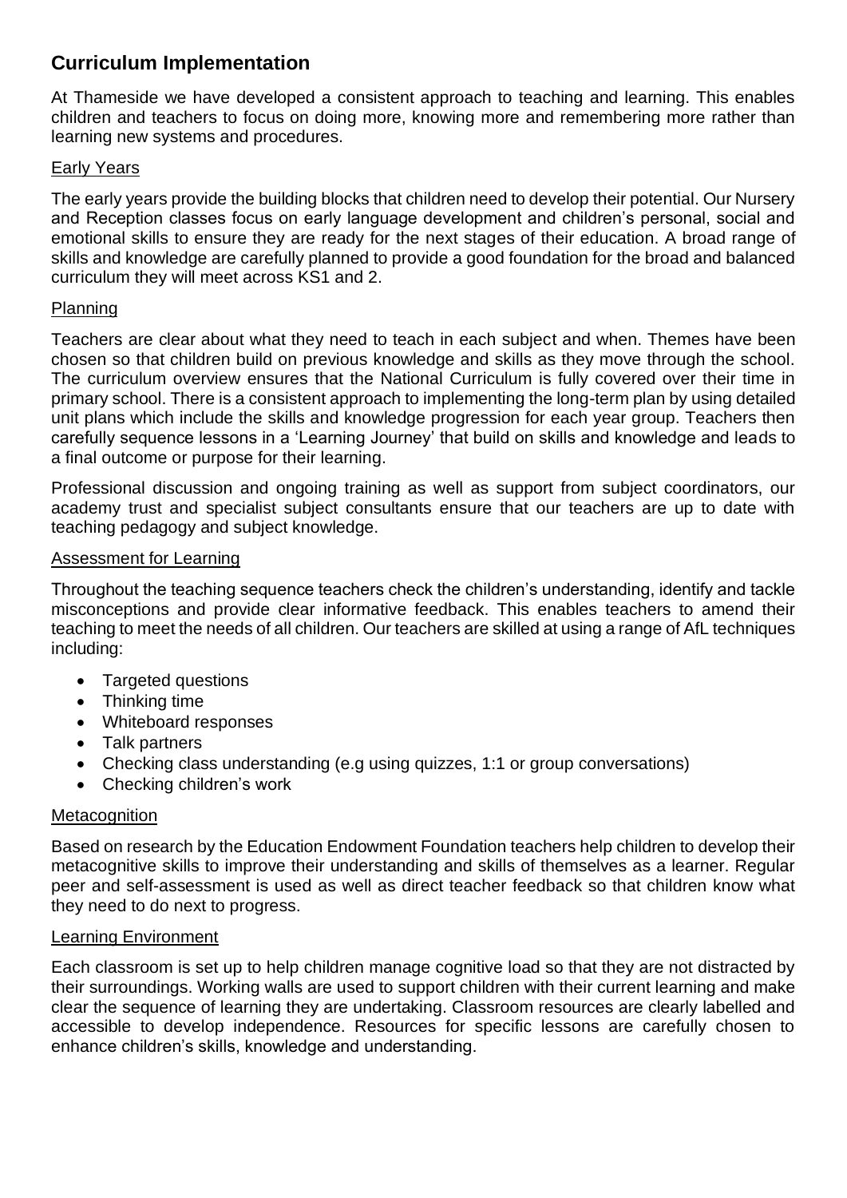## Curriculum Implementation

At Thameside we have developed a consistent approach to teaching and learning. This enables children and teachers to focus on doing more, knowing more and remembering more rather than learning new systems and procedures.

### Early Years

The early years provide the building blocks that children need to develop their potential. Our Nursery and Reception classes focus on early language development and children's personal, social and emotional skills to ensure they are ready for the next stages of their education. A broad range of skills and knowledge are carefully planned to provide a good foundation for the broad and balanced curriculum they will meet across KS1 and 2.

### Planning

Teachers are clear about what they need to teach in each subject and when. Themes have been chosen so that children build on previous knowledge and skills as they move through the school. The curriculum overview ensures that the National Curriculum is fully covered over their time in primary school. There is a consistent approach to implementing the long-term plan by using detailed unit plans which include the skills and knowledge progression for each year group. Teachers then carefully sequence lessons in a 'Learning Journey' that build on skills and knowledge and leads to a final outcome or purpose for their learning.

Professional discussion and ongoing training as well as support from subject coordinators, our academy trust and specialist subject consultants ensure that our teachers are up to date with teaching pedagogy and subject knowledge.

### Assessment for Learning

Throughout the teaching sequence teachers check the children's understanding, identify and tackle misconceptions and provide clear informative feedback. This enables teachers to amend their teaching to meet the needs of all children. Our teachers are skilled at using a range of AfL techniques including:

- Targeted questions
- Thinking time
- Whiteboard responses
- Talk partners
- Checking class understanding (e.g using quizzes, 1:1 or group conversations)
- Checking children's work

### Metacognition

Based on research by the Education Endowment Foundation teachers help children to develop their metacognitive skills to improve their understanding and skills of themselves as a learner. Regular peer and self-assessment is used as well as direct teacher feedback so that children know what they need to do next to progress.

### Learning Environment

Each classroom is set up to help children manage cognitive load so that they are not distracted by their surroundings. Working walls are used to support children with their current learning and make clear the sequence of learning they are undertaking. Classroom resources are clearly labelled and accessible to develop independence. Resources for specific lessons are carefully chosen to enhance children's skills, knowledge and understanding.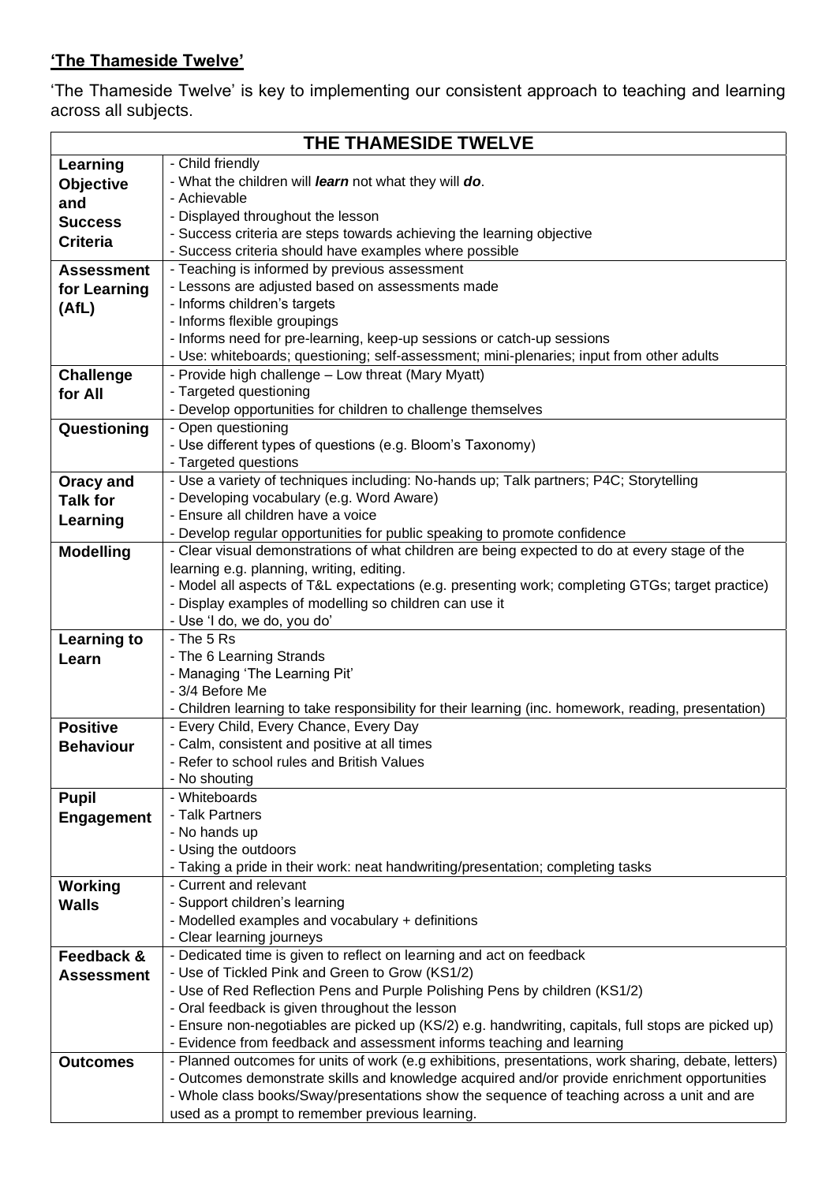**'The Thameside Twelve'**

'The Thameside Twelve' is key to implementing our consistent approach to teaching and learning across all subjects.

| THE THAMESIDE TWELVE | |
|---|---|
| **Learning Objective and Success Criteria** | - Child friendly<br>- What the children will ***learn*** not what they will ***do***.<br>- Achievable<br>- Displayed throughout the lesson<br>- Success criteria are steps towards achieving the learning objective<br>- Success criteria should have examples where possible |
| **Assessment for Learning (AfL)** | - Teaching is informed by previous assessment<br>- Lessons are adjusted based on assessments made<br>- Informs children's targets<br>- Informs flexible groupings<br>- Informs need for pre-learning, keep-up sessions or catch-up sessions<br>- Use: whiteboards; questioning; self-assessment; mini-plenaries; input from other adults |
| **Challenge for All** | - Provide high challenge – Low threat (Mary Myatt)<br>- Targeted questioning<br>- Develop opportunities for children to challenge themselves |
| **Questioning** | - Open questioning<br>- Use different types of questions (e.g. Bloom's Taxonomy)<br>- Targeted questions |
| **Oracy and Talk for Learning** | - Use a variety of techniques including: No-hands up; Talk partners; P4C; Storytelling<br>- Developing vocabulary (e.g. Word Aware)<br>- Ensure all children have a voice<br>- Develop regular opportunities for public speaking to promote confidence |
| **Modelling** | - Clear visual demonstrations of what children are being expected to do at every stage of the learning e.g. planning, writing, editing.<br>- Model all aspects of T&L expectations (e.g. presenting work; completing GTGs; target practice)<br>- Display examples of modelling so children can use it<br>- Use 'I do, we do, you do' |
| **Learning to Learn** | - The 5 Rs<br>- The 6 Learning Strands<br>- Managing 'The Learning Pit'<br>- 3/4 Before Me<br>- Children learning to take responsibility for their learning (inc. homework, reading, presentation) |
| **Positive Behaviour** | - Every Child, Every Chance, Every Day<br>- Calm, consistent and positive at all times<br>- Refer to school rules and British Values<br>- No shouting |
| **Pupil Engagement** | - Whiteboards<br>- Talk Partners<br>- No hands up<br>- Using the outdoors<br>- Taking a pride in their work: neat handwriting/presentation; completing tasks |
| **Working Walls** | - Current and relevant<br>- Support children's learning<br>- Modelled examples and vocabulary + definitions<br>- Clear learning journeys |
| **Feedback & Assessment** | - Dedicated time is given to reflect on learning and act on feedback<br>- Use of Tickled Pink and Green to Grow (KS1/2)<br>- Use of Red Reflection Pens and Purple Polishing Pens by children (KS1/2)<br>- Oral feedback is given throughout the lesson<br>- Ensure non-negotiables are picked up (KS/2) e.g. handwriting, capitals, full stops are picked up)<br>- Evidence from feedback and assessment informs teaching and learning |
| **Outcomes** | - Planned outcomes for units of work (e.g exhibitions, presentations, work sharing, debate, letters)<br>- Outcomes demonstrate skills and knowledge acquired and/or provide enrichment opportunities<br>- Whole class books/Sway/presentations show the sequence of teaching across a unit and are used as a prompt to remember previous learning. |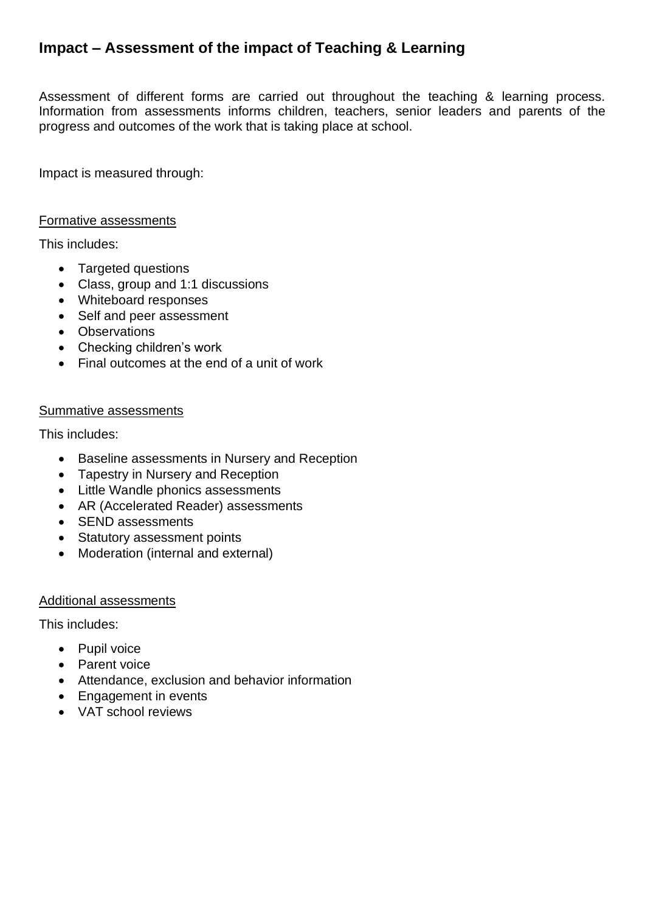## Impact – Assessment of the impact of Teaching & Learning

Assessment of different forms are carried out throughout the teaching & learning process. Information from assessments informs children, teachers, senior leaders and parents of the progress and outcomes of the work that is taking place at school.

Impact is measured through:

<u>Formative assessments</u>

This includes:

- Targeted questions
- Class, group and 1:1 discussions
- Whiteboard responses
- Self and peer assessment
- Observations
- Checking children's work
- Final outcomes at the end of a unit of work

<u>Summative assessments</u>

This includes:

- Baseline assessments in Nursery and Reception
- Tapestry in Nursery and Reception
- Little Wandle phonics assessments
- AR (Accelerated Reader) assessments
- SEND assessments
- Statutory assessment points
- Moderation (internal and external)

<u>Additional assessments</u>

This includes:

- Pupil voice
- Parent voice
- Attendance, exclusion and behavior information
- Engagement in events
- VAT school reviews